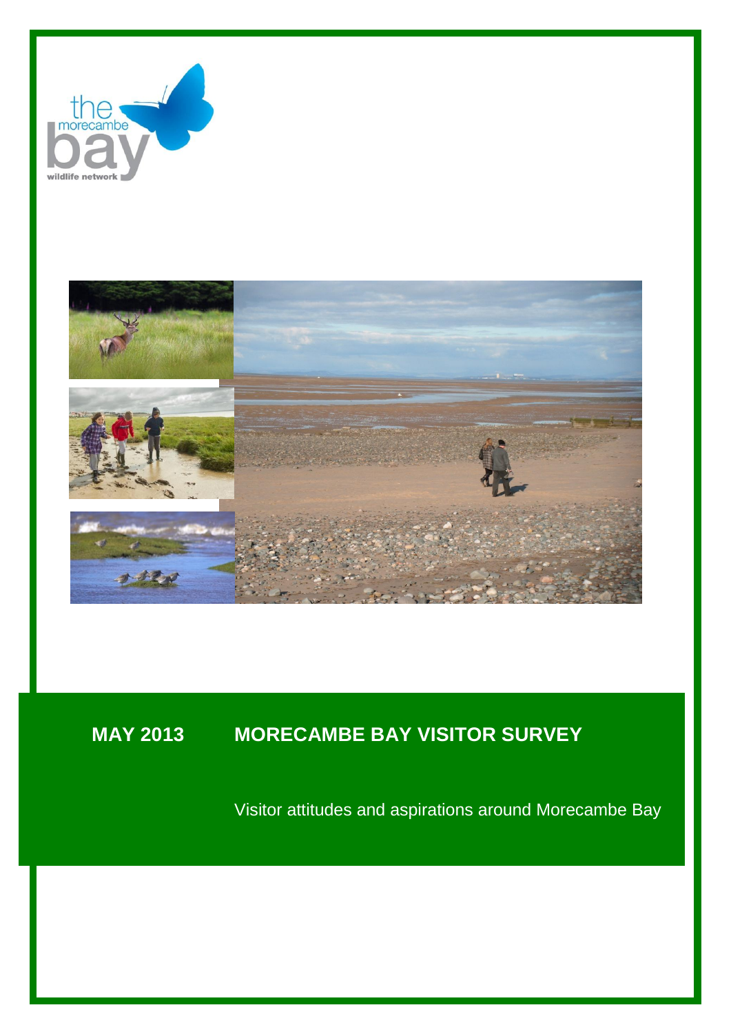the morecambe bay

wildlife network

**MAY 2013**

# MORECAMBE BAY VISITOR SURVEY

Visitor attitudes and aspirations around Morecambe Bay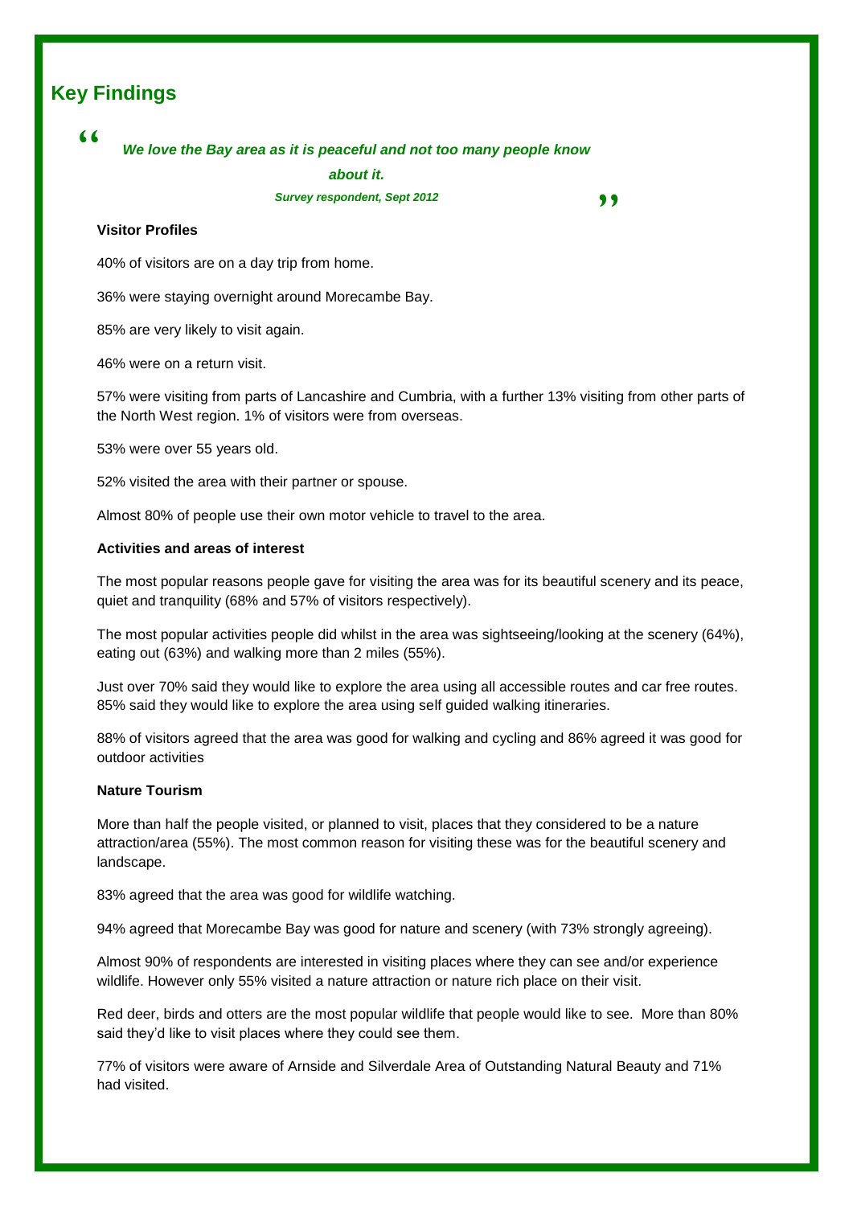## Key Findings

> *"We love the Bay area as it is peaceful and not too many people know about it."*
>
> ***Survey respondent, Sept 2012***

**Visitor Profiles**

40% of visitors are on a day trip from home.

36% were staying overnight around Morecambe Bay.

85% are very likely to visit again.

46% were on a return visit.

57% were visiting from parts of Lancashire and Cumbria, with a further 13% visiting from other parts of the North West region. 1% of visitors were from overseas.

53% were over 55 years old.

52% visited the area with their partner or spouse.

Almost 80% of people use their own motor vehicle to travel to the area.

**Activities and areas of interest**

The most popular reasons people gave for visiting the area was for its beautiful scenery and its peace, quiet and tranquility (68% and 57% of visitors respectively).

The most popular activities people did whilst in the area was sightseeing/looking at the scenery (64%), eating out (63%) and walking more than 2 miles (55%).

Just over 70% said they would like to explore the area using all accessible routes and car free routes. 85% said they would like to explore the area using self guided walking itineraries.

88% of visitors agreed that the area was good for walking and cycling and 86% agreed it was good for outdoor activities

**Nature Tourism**

More than half the people visited, or planned to visit, places that they considered to be a nature attraction/area (55%). The most common reason for visiting these was for the beautiful scenery and landscape.

83% agreed that the area was good for wildlife watching.

94% agreed that Morecambe Bay was good for nature and scenery (with 73% strongly agreeing).

Almost 90% of respondents are interested in visiting places where they can see and/or experience wildlife. However only 55% visited a nature attraction or nature rich place on their visit.

Red deer, birds and otters are the most popular wildlife that people would like to see. More than 80% said they'd like to visit places where they could see them.

77% of visitors were aware of Arnside and Silverdale Area of Outstanding Natural Beauty and 71% had visited.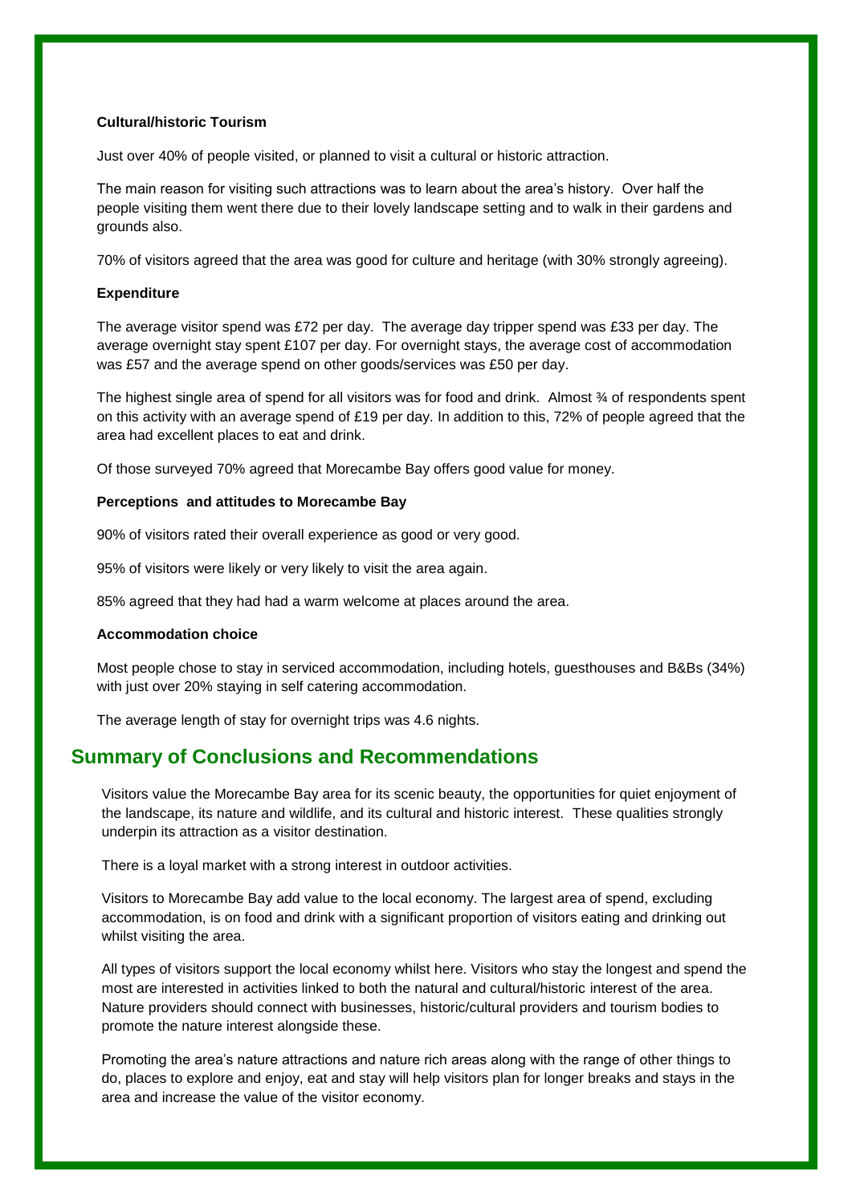### Cultural/historic Tourism

Just over 40% of people visited, or planned to visit a cultural or historic attraction.

The main reason for visiting such attractions was to learn about the area's history. Over half the people visiting them went there due to their lovely landscape setting and to walk in their gardens and grounds also.

70% of visitors agreed that the area was good for culture and heritage (with 30% strongly agreeing).

### Expenditure

The average visitor spend was £72 per day. The average day tripper spend was £33 per day. The average overnight stay spent £107 per day. For overnight stays, the average cost of accommodation was £57 and the average spend on other goods/services was £50 per day.

The highest single area of spend for all visitors was for food and drink. Almost ¾ of respondents spent on this activity with an average spend of £19 per day. In addition to this, 72% of people agreed that the area had excellent places to eat and drink.

Of those surveyed 70% agreed that Morecambe Bay offers good value for money.

### Perceptions and attitudes to Morecambe Bay

90% of visitors rated their overall experience as good or very good.

95% of visitors were likely or very likely to visit the area again.

85% agreed that they had had a warm welcome at places around the area.

### Accommodation choice

Most people chose to stay in serviced accommodation, including hotels, guesthouses and B&Bs (34%) with just over 20% staying in self catering accommodation.

The average length of stay for overnight trips was 4.6 nights.

## Summary of Conclusions and Recommendations

Visitors value the Morecambe Bay area for its scenic beauty, the opportunities for quiet enjoyment of the landscape, its nature and wildlife, and its cultural and historic interest. These qualities strongly underpin its attraction as a visitor destination.

There is a loyal market with a strong interest in outdoor activities.

Visitors to Morecambe Bay add value to the local economy. The largest area of spend, excluding accommodation, is on food and drink with a significant proportion of visitors eating and drinking out whilst visiting the area.

All types of visitors support the local economy whilst here. Visitors who stay the longest and spend the most are interested in activities linked to both the natural and cultural/historic interest of the area. Nature providers should connect with businesses, historic/cultural providers and tourism bodies to promote the nature interest alongside these.

Promoting the area's nature attractions and nature rich areas along with the range of other things to do, places to explore and enjoy, eat and stay will help visitors plan for longer breaks and stays in the area and increase the value of the visitor economy.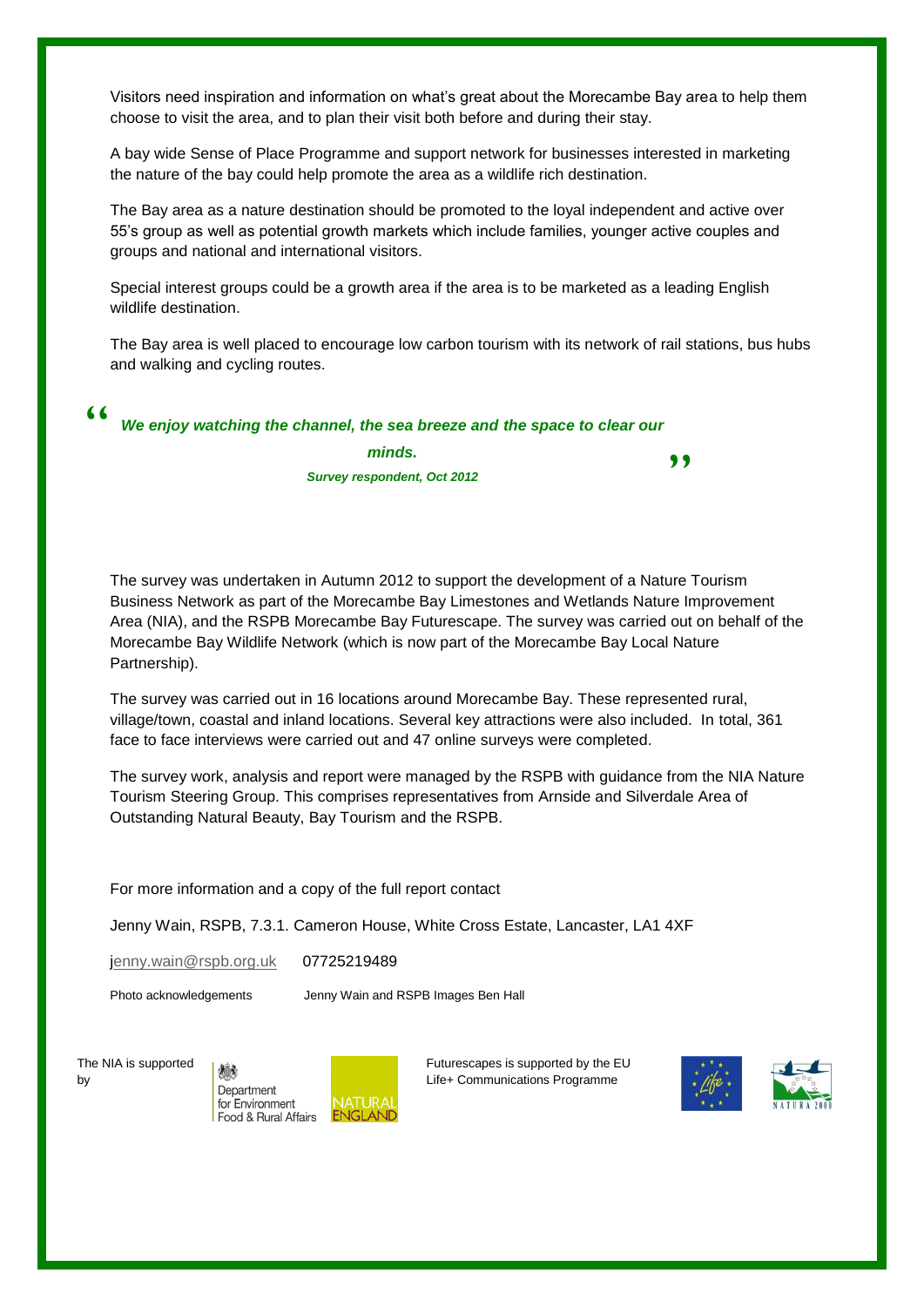Visitors need inspiration and information on what's great about the Morecambe Bay area to help them choose to visit the area, and to plan their visit both before and during their stay.

A bay wide Sense of Place Programme and support network for businesses interested in marketing the nature of the bay could help promote the area as a wildlife rich destination.

The Bay area as a nature destination should be promoted to the loyal independent and active over 55's group as well as potential growth markets which include families, younger active couples and groups and national and international visitors.

Special interest groups could be a growth area if the area is to be marketed as a leading English wildlife destination.

The Bay area is well placed to encourage low carbon tourism with its network of rail stations, bus hubs and walking and cycling routes.

> ***"We enjoy watching the channel, the sea breeze and the space to clear our minds."***
>
> ***Survey respondent, Oct 2012***

The survey was undertaken in Autumn 2012 to support the development of a Nature Tourism Business Network as part of the Morecambe Bay Limestones and Wetlands Nature Improvement Area (NIA), and the RSPB Morecambe Bay Futurescape. The survey was carried out on behalf of the Morecambe Bay Wildlife Network (which is now part of the Morecambe Bay Local Nature Partnership).

The survey was carried out in 16 locations around Morecambe Bay. These represented rural, village/town, coastal and inland locations. Several key attractions were also included. In total, 361 face to face interviews were carried out and 47 online surveys were completed.

The survey work, analysis and report were managed by the RSPB with guidance from the NIA Nature Tourism Steering Group. This comprises representatives from Arnside and Silverdale Area of Outstanding Natural Beauty, Bay Tourism and the RSPB.

For more information and a copy of the full report contact

Jenny Wain, RSPB, 7.3.1. Cameron House, White Cross Estate, Lancaster, LA1 4XF

jenny.wain@rspb.org.uk 07725219489

Photo acknowledgements Jenny Wain and RSPB Images Ben Hall

The NIA is supported by Department for Environment Food & Rural Affairs, Natural England

Futurescapes is supported by the EU Life+ Communications Programme

Life

NATURA 2000